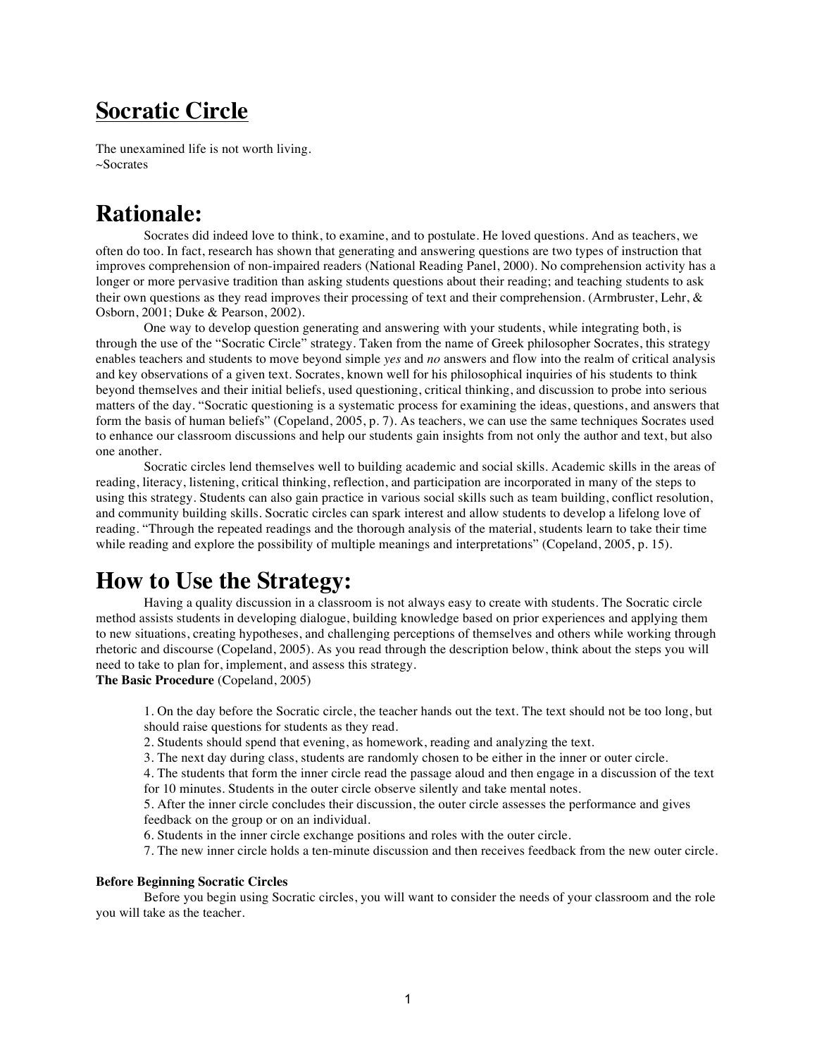# Socratic Circle

The unexamined life is not worth living.
~Socrates

## Rationale:

Socrates did indeed love to think, to examine, and to postulate. He loved questions. And as teachers, we often do too. In fact, research has shown that generating and answering questions are two types of instruction that improves comprehension of non-impaired readers (National Reading Panel, 2000). No comprehension activity has a longer or more pervasive tradition than asking students questions about their reading; and teaching students to ask their own questions as they read improves their processing of text and their comprehension. (Armbruster, Lehr, & Osborn, 2001; Duke & Pearson, 2002).

One way to develop question generating and answering with your students, while integrating both, is through the use of the "Socratic Circle" strategy. Taken from the name of Greek philosopher Socrates, this strategy enables teachers and students to move beyond simple *yes* and *no* answers and flow into the realm of critical analysis and key observations of a given text. Socrates, known well for his philosophical inquiries of his students to think beyond themselves and their initial beliefs, used questioning, critical thinking, and discussion to probe into serious matters of the day. "Socratic questioning is a systematic process for examining the ideas, questions, and answers that form the basis of human beliefs" (Copeland, 2005, p. 7). As teachers, we can use the same techniques Socrates used to enhance our classroom discussions and help our students gain insights from not only the author and text, but also one another.

Socratic circles lend themselves well to building academic and social skills. Academic skills in the areas of reading, literacy, listening, critical thinking, reflection, and participation are incorporated in many of the steps to using this strategy. Students can also gain practice in various social skills such as team building, conflict resolution, and community building skills. Socratic circles can spark interest and allow students to develop a lifelong love of reading. "Through the repeated readings and the thorough analysis of the material, students learn to take their time while reading and explore the possibility of multiple meanings and interpretations" (Copeland, 2005, p. 15).

## How to Use the Strategy:

Having a quality discussion in a classroom is not always easy to create with students. The Socratic circle method assists students in developing dialogue, building knowledge based on prior experiences and applying them to new situations, creating hypotheses, and challenging perceptions of themselves and others while working through rhetoric and discourse (Copeland, 2005). As you read through the description below, think about the steps you will need to take to plan for, implement, and assess this strategy.

**The Basic Procedure** (Copeland, 2005)

1. On the day before the Socratic circle, the teacher hands out the text. The text should not be too long, but should raise questions for students as they read.
2. Students should spend that evening, as homework, reading and analyzing the text.
3. The next day during class, students are randomly chosen to be either in the inner or outer circle.
4. The students that form the inner circle read the passage aloud and then engage in a discussion of the text for 10 minutes. Students in the outer circle observe silently and take mental notes.
5. After the inner circle concludes their discussion, the outer circle assesses the performance and gives feedback on the group or on an individual.
6. Students in the inner circle exchange positions and roles with the outer circle.
7. The new inner circle holds a ten-minute discussion and then receives feedback from the new outer circle.

**Before Beginning Socratic Circles**

Before you begin using Socratic circles, you will want to consider the needs of your classroom and the role you will take as the teacher.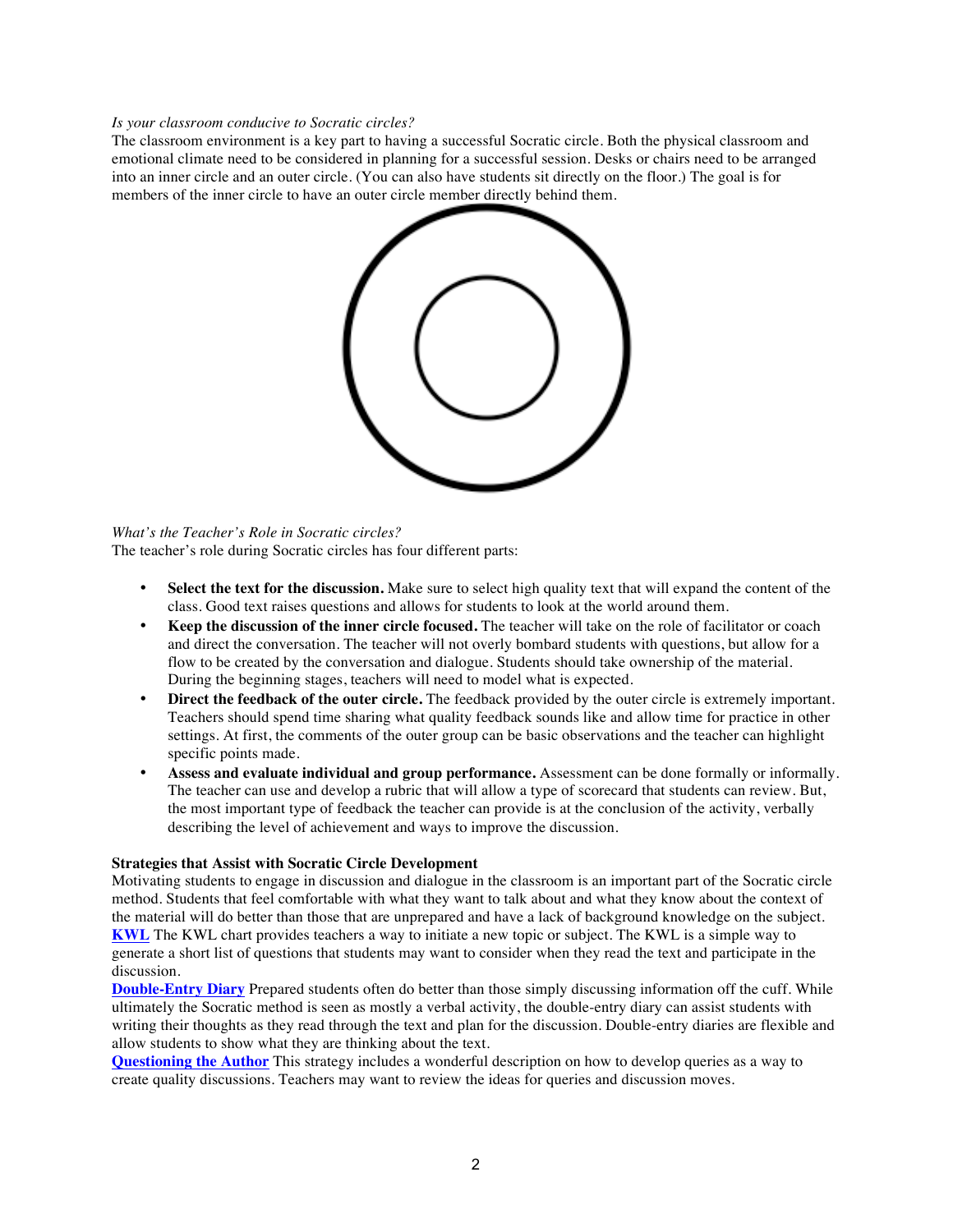*Is your classroom conducive to Socratic circles?*
The classroom environment is a key part to having a successful Socratic circle. Both the physical classroom and emotional climate need to be considered in planning for a successful session. Desks or chairs need to be arranged into an inner circle and an outer circle. (You can also have students sit directly on the floor.) The goal is for members of the inner circle to have an outer circle member directly behind them.

*What's the Teacher's Role in Socratic circles?*
The teacher's role during Socratic circles has four different parts:

- **Select the text for the discussion.** Make sure to select high quality text that will expand the content of the class. Good text raises questions and allows for students to look at the world around them.
- **Keep the discussion of the inner circle focused.** The teacher will take on the role of facilitator or coach and direct the conversation. The teacher will not overly bombard students with questions, but allow for a flow to be created by the conversation and dialogue. Students should take ownership of the material. During the beginning stages, teachers will need to model what is expected.
- **Direct the feedback of the outer circle.** The feedback provided by the outer circle is extremely important. Teachers should spend time sharing what quality feedback sounds like and allow time for practice in other settings. At first, the comments of the outer group can be basic observations and the teacher can highlight specific points made.
- **Assess and evaluate individual and group performance.** Assessment can be done formally or informally. The teacher can use and develop a rubric that will allow a type of scorecard that students can review. But, the most important type of feedback the teacher can provide is at the conclusion of the activity, verbally describing the level of achievement and ways to improve the discussion.

**Strategies that Assist with Socratic Circle Development**
Motivating students to engage in discussion and dialogue in the classroom is an important part of the Socratic circle method. Students that feel comfortable with what they want to talk about and what they know about the context of the material will do better than those that are unprepared and have a lack of background knowledge on the subject.
**KWL** The KWL chart provides teachers a way to initiate a new topic or subject. The KWL is a simple way to generate a short list of questions that students may want to consider when they read the text and participate in the discussion.
**Double-Entry Diary** Prepared students often do better than those simply discussing information off the cuff. While ultimately the Socratic method is seen as mostly a verbal activity, the double-entry diary can assist students with writing their thoughts as they read through the text and plan for the discussion. Double-entry diaries are flexible and allow students to show what they are thinking about the text.
**Questioning the Author** This strategy includes a wonderful description on how to develop queries as a way to create quality discussions. Teachers may want to review the ideas for queries and discussion moves.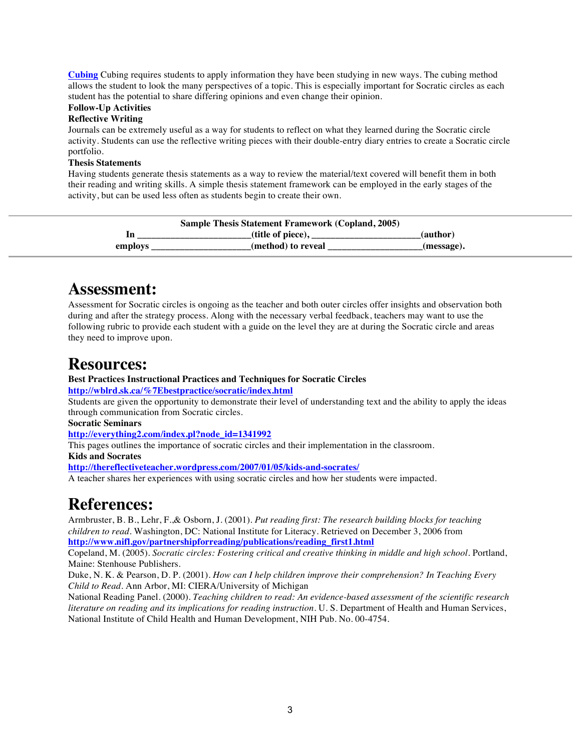[Cubing](#) Cubing requires students to apply information they have been studying in new ways. The cubing method allows the student to look the many perspectives of a topic. This is especially important for Socratic circles as each student has the potential to share differing opinions and even change their opinion.

**Follow-Up Activities**

**Reflective Writing**

Journals can be extremely useful as a way for students to reflect on what they learned during the Socratic circle activity. Students can use the reflective writing pieces with their double-entry diary entries to create a Socratic circle portfolio.

**Thesis Statements**

Having students generate thesis statements as a way to review the material/text covered will benefit them in both their reading and writing skills. A simple thesis statement framework can be employed in the early stages of the activity, but can be used less often as students begin to create their own.

---

**Sample Thesis Statement Framework (Copland, 2005)**

**In \_\_\_\_\_\_\_\_\_\_\_\_\_\_\_\_\_\_\_\_\_\_\_(title of piece), \_\_\_\_\_\_\_\_\_\_\_\_\_\_\_\_\_\_\_\_\_\_(author) employs \_\_\_\_\_\_\_\_\_\_\_\_\_\_\_\_\_\_\_\_(method) to reveal \_\_\_\_\_\_\_\_\_\_\_\_\_\_\_\_\_\_\_(message).**

---

# Assessment:

Assessment for Socratic circles is ongoing as the teacher and both outer circles offer insights and observation both during and after the strategy process. Along with the necessary verbal feedback, teachers may want to use the following rubric to provide each student with a guide on the level they are at during the Socratic circle and areas they need to improve upon.

# Resources:

**Best Practices Instructional Practices and Techniques for Socratic Circles**

[http://wblrd.sk.ca/%7Ebestpractice/socratic/index.html](http://wblrd.sk.ca/%7Ebestpractice/socratic/index.html)

Students are given the opportunity to demonstrate their level of understanding text and the ability to apply the ideas through communication from Socratic circles.

**Socratic Seminars**

[http://everything2.com/index.pl?node_id=1341992](http://everything2.com/index.pl?node_id=1341992)

This pages outlines the importance of socratic circles and their implementation in the classroom.

**Kids and Socrates**

[http://thereflectiveteacher.wordpress.com/2007/01/05/kids-and-socrates/](http://thereflectiveteacher.wordpress.com/2007/01/05/kids-and-socrates/)

A teacher shares her experiences with using socratic circles and how her students were impacted.

# References:

Armbruster, B. B., Lehr, F.,& Osborn, J. (2001). *Put reading first: The research building blocks for teaching children to read*. Washington, DC: National Institute for Literacy. Retrieved on December 3, 2006 from [http://www.nifl.gov/partnershipforreading/publications/reading_first1.html](http://www.nifl.gov/partnershipforreading/publications/reading_first1.html)

Copeland, M. (2005). *Socratic circles: Fostering critical and creative thinking in middle and high school*. Portland, Maine: Stenhouse Publishers.

Duke, N. K. & Pearson, D. P. (2001). *How can I help children improve their comprehension? In Teaching Every Child to Read*. Ann Arbor, MI: CIERA/University of Michigan

National Reading Panel. (2000). *Teaching children to read: An evidence-based assessment of the scientific research literature on reading and its implications for reading instruction*. U. S. Department of Health and Human Services, National Institute of Child Health and Human Development, NIH Pub. No. 00-4754.